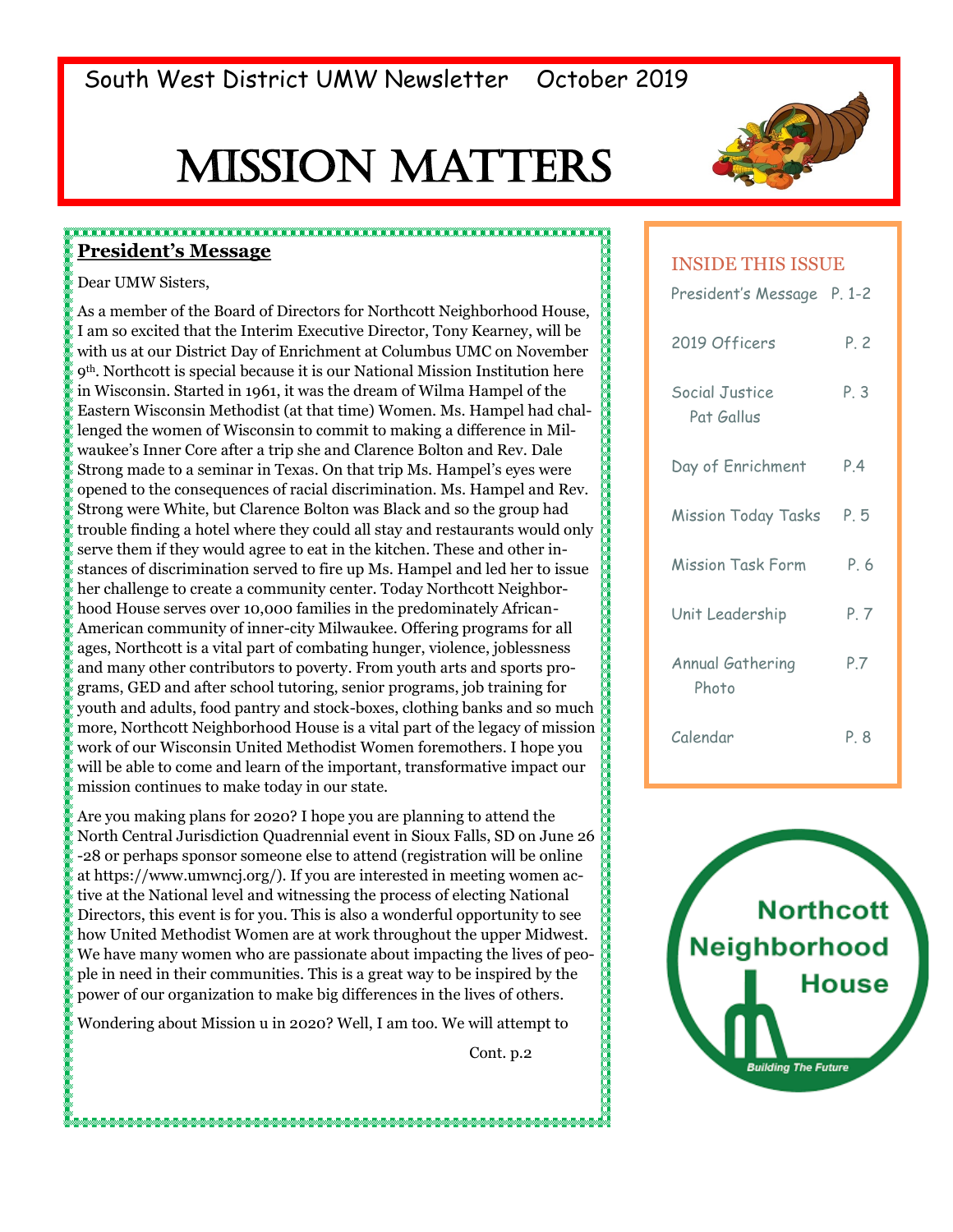South West District UMW Newsletter October 2019

# MISSION MATTERS

## President's Message

Dear UMW Sisters,

As a member of the Board of Directors for Northcott Neighborhood House, I am so excited that the Interim Executive Director, Tony Kearney, will be with us at our District Day of Enrichment at Columbus UMC on November 9th. Northcott is special because it is our National Mission Institution here in Wisconsin. Started in 1961, it was the dream of Wilma Hampel of the Eastern Wisconsin Methodist (at that time) Women. Ms. Hampel had challenged the women of Wisconsin to commit to making a difference in Milwaukee's Inner Core after a trip she and Clarence Bolton and Rev. Dale Strong made to a seminar in Texas. On that trip Ms. Hampel's eyes were opened to the consequences of racial discrimination. Ms. Hampel and Rev. Strong were White, but Clarence Bolton was Black and so the group had trouble finding a hotel where they could all stay and restaurants would only serve them if they would agree to eat in the kitchen. These and other instances of discrimination served to fire up Ms. Hampel and led her to issue her challenge to create a community center. Today Northcott Neighborhood House serves over 10,000 families in the predominately African-American community of inner-city Milwaukee. Offering programs for all ages, Northcott is a vital part of combating hunger, violence, joblessness and many other contributors to poverty. From youth arts and sports programs, GED and after school tutoring, senior programs, job training for youth and adults, food pantry and stock-boxes, clothing banks and so much more, Northcott Neighborhood House is a vital part of the legacy of mission work of our Wisconsin United Methodist Women foremothers. I hope you will be able to come and learn of the important, transformative impact our mission continues to make today in our state.

Are you making plans for 2020? I hope you are planning to attend the North Central Jurisdiction Quadrennial event in Sioux Falls, SD on June 26 -28 or perhaps sponsor someone else to attend (registration will be online at https://www.umwncj.org/). If you are interested in meeting women active at the National level and witnessing the process of electing National Directors, this event is for you. This is also a wonderful opportunity to see how United Methodist Women are at work throughout the upper Midwest. We have many women who are passionate about impacting the lives of people in need in their communities. This is a great way to be inspired by the power of our organization to make big differences in the lives of others.

Wondering about Mission u in 2020? Well, I am too. We will attempt to

Cont. p.2

### INSIDE THIS ISSUE

| | |
|---|---|
| President's Message | P. 1-2 |
| 2019 Officers | P. 2 |
| Social Justice Pat Gallus | P. 3 |
| Day of Enrichment | P.4 |
| Mission Today Tasks | P. 5 |
| Mission Task Form | P. 6 |
| Unit Leadership | P. 7 |
| Annual Gathering Photo | P.7 |
| Calendar | P. 8 |

Northcott Neighborhood House

Building The Future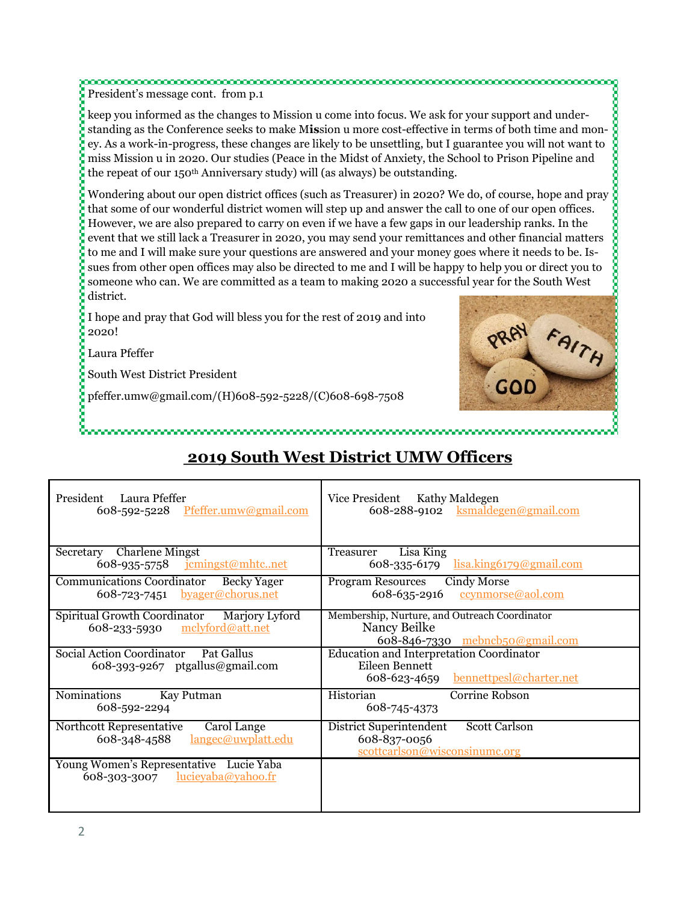President's message cont. from p.1

keep you informed as the changes to Mission u come into focus. We ask for your support and understanding as the Conference seeks to make M**is**sion u more cost-effective in terms of both time and money. As a work-in-progress, these changes are likely to be unsettling, but I guarantee you will not want to miss Mission u in 2020. Our studies (Peace in the Midst of Anxiety, the School to Prison Pipeline and the repeat of our 150th Anniversary study) will (as always) be outstanding.

Wondering about our open district offices (such as Treasurer) in 2020? We do, of course, hope and pray that some of our wonderful district women will step up and answer the call to one of our open offices. However, we are also prepared to carry on even if we have a few gaps in our leadership ranks. In the event that we still lack a Treasurer in 2020, you may send your remittances and other financial matters to me and I will make sure your questions are answered and your money goes where it needs to be. Issues from other open offices may also be directed to me and I will be happy to help you or direct you to someone who can. We are committed as a team to making 2020 a successful year for the South West district.

I hope and pray that God will bless you for the rest of 2019 and into 2020!

Laura Pfeffer

South West District President

pfeffer.umw@gmail.com/(H)608-592-5228/(C)608-698-7508

## 2019 South West District UMW Officers

| | |
|---|---|
| President Laura Pfeffer<br>608-592-5228 Pfeffer.umw@gmail.com | Vice President Kathy Maldegen<br>608-288-9102 ksmaldegen@gmail.com |
| Secretary Charlene Mingst<br>608-935-5758 jcmingst@mhtc..net | Treasurer Lisa King<br>608-335-6179 lisa.king6179@gmail.com |
| Communications Coordinator Becky Yager<br>608-723-7451 byager@chorus.net | Program Resources Cindy Morse<br>608-635-2916 ccynmorse@aol.com |
| Spiritual Growth Coordinator Marjory Lyford<br>608-233-5930 mclyford@att.net | Membership, Nurture, and Outreach Coordinator<br>Nancy Beilke<br>608-846-7330 mebncb50@gmail.com |
| Social Action Coordinator Pat Gallus<br>608-393-9267 ptgallus@gmail.com | Education and Interpretation Coordinator<br>Eileen Bennett<br>608-623-4659 bennettpesl@charter.net |
| Nominations Kay Putman<br>608-592-2294 | Historian Corrine Robson<br>608-745-4373 |
| Northcott Representative Carol Lange<br>608-348-4588 langec@uwplatt.edu | District Superintendent Scott Carlson<br>608-837-0056<br>scottcarlson@wisconsinumc.org |
| Young Women's Representative Lucie Yaba<br>608-303-3007 lucieyaba@yahoo.fr | |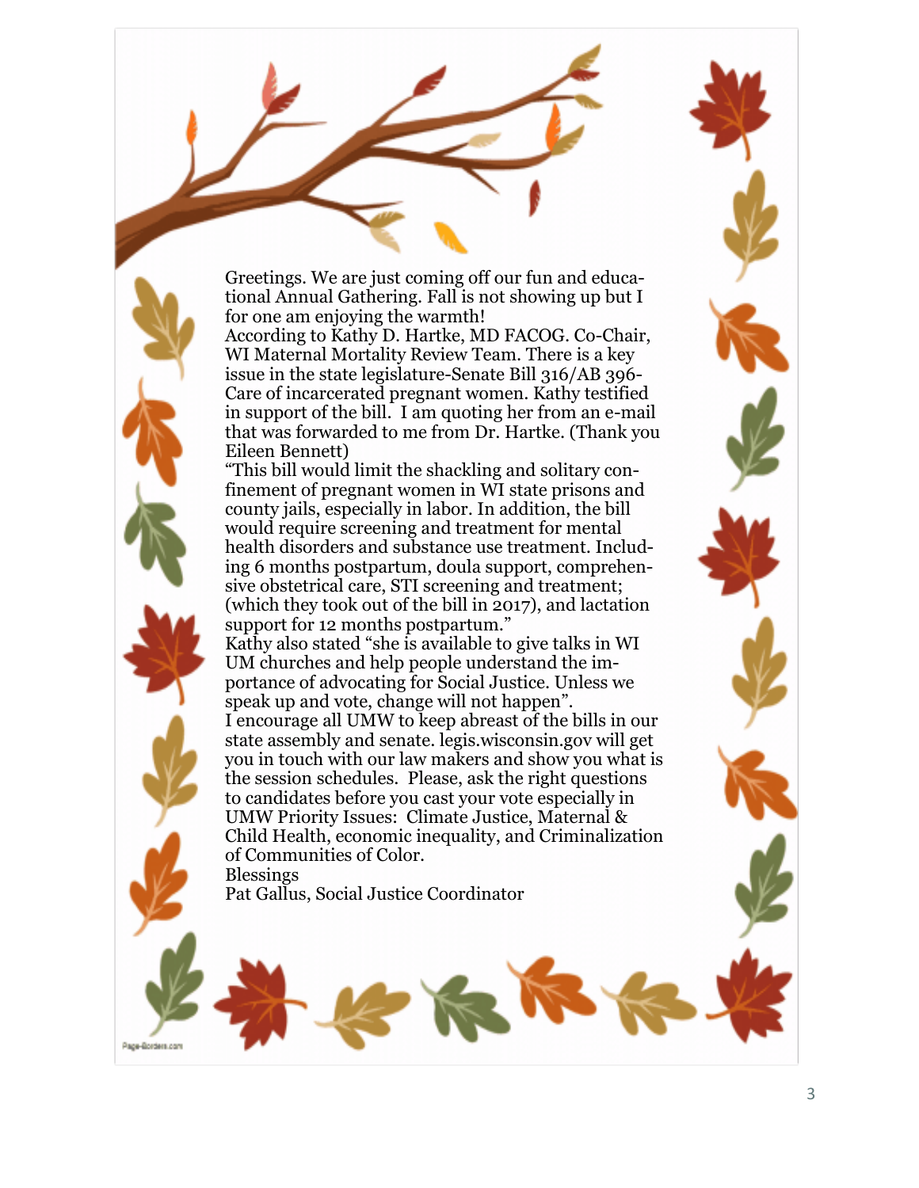Greetings. We are just coming off our fun and educational Annual Gathering. Fall is not showing up but I for one am enjoying the warmth!

According to Kathy D. Hartke, MD FACOG. Co-Chair, WI Maternal Mortality Review Team. There is a key issue in the state legislature-Senate Bill 316/AB 396-Care of incarcerated pregnant women. Kathy testified in support of the bill. I am quoting her from an e-mail that was forwarded to me from Dr. Hartke. (Thank you Eileen Bennett)

"This bill would limit the shackling and solitary confinement of pregnant women in WI state prisons and county jails, especially in labor. In addition, the bill would require screening and treatment for mental health disorders and substance use treatment. Including 6 months postpartum, doula support, comprehensive obstetrical care, STI screening and treatment; (which they took out of the bill in 2017), and lactation support for 12 months postpartum."

Kathy also stated "she is available to give talks in WI UM churches and help people understand the importance of advocating for Social Justice. Unless we speak up and vote, change will not happen".

I encourage all UMW to keep abreast of the bills in our state assembly and senate. legis.wisconsin.gov will get you in touch with our law makers and show you what is the session schedules. Please, ask the right questions to candidates before you cast your vote especially in UMW Priority Issues: Climate Justice, Maternal & Child Health, economic inequality, and Criminalization of Communities of Color.

Blessings

Pat Gallus, Social Justice Coordinator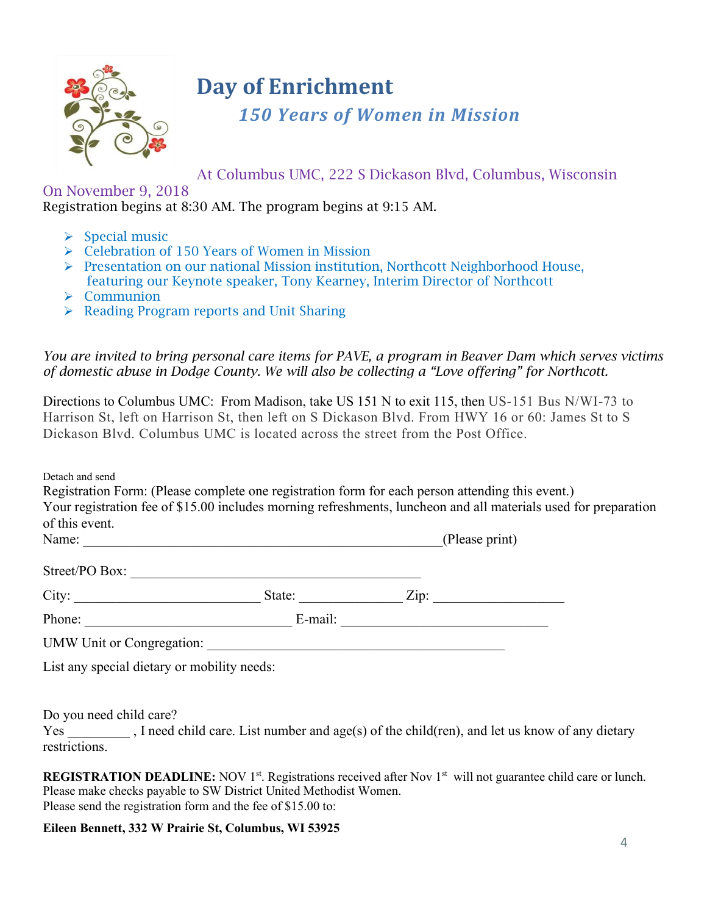# Day of Enrichment

## *150 Years of Women in Mission*

At Columbus UMC, 222 S Dickason Blvd, Columbus, Wisconsin
On November 9, 2018
Registration begins at 8:30 AM. The program begins at 9:15 AM.

- Special music
- Celebration of 150 Years of Women in Mission
- Presentation on our national Mission institution, Northcott Neighborhood House, featuring our Keynote speaker, Tony Kearney, Interim Director of Northcott
- Communion
- Reading Program reports and Unit Sharing

*You are invited to bring personal care items for PAVE, a program in Beaver Dam which serves victims of domestic abuse in Dodge County. We will also be collecting a "Love offering" for Northcott.*

Directions to Columbus UMC: From Madison, take US 151 N to exit 115, then US-151 Bus N/WI-73 to Harrison St, left on Harrison St, then left on S Dickason Blvd. From HWY 16 or 60: James St to S Dickason Blvd. Columbus UMC is located across the street from the Post Office.

Detach and send
Registration Form: (Please complete one registration form for each person attending this event.)
Your registration fee of $15.00 includes morning refreshments, luncheon and all materials used for preparation of this event.

Name: ____________________________________________________(Please print)

Street/PO Box: ___________________________________________

City: ___________________________ State: _______________ Zip: ___________________

Phone: ______________________________ E-mail: ______________________________

UMW Unit or Congregation: ___________________________________________

List any special dietary or mobility needs:

Do you need child care?
Yes _________ , I need child care. List number and age(s) of the child(ren), and let us know of any dietary restrictions.

**REGISTRATION DEADLINE:** NOV 1st. Registrations received after Nov 1st will not guarantee child care or lunch.
Please make checks payable to SW District United Methodist Women.
Please send the registration form and the fee of $15.00 to:

**Eileen Bennett, 332 W Prairie St, Columbus, WI 53925**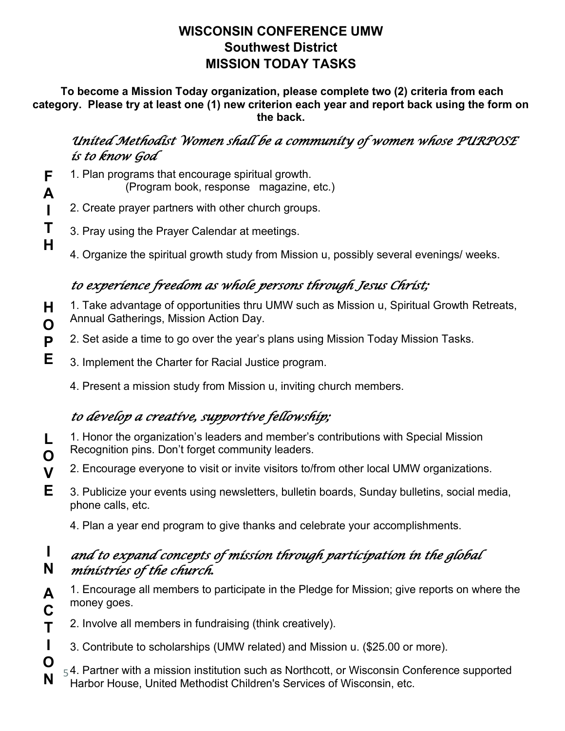# WISCONSIN CONFERENCE UMW
## Southwest District
## MISSION TODAY TASKS

**To become a Mission Today organization, please complete two (2) criteria from each category. Please try at least one (1) new criterion each year and report back using the form on the back.**

### FAITH

*United Methodist Women shall be a community of women whose PURPOSE is to know God*

1. Plan programs that encourage spiritual growth.
   (Program book, response magazine, etc.)
2. Create prayer partners with other church groups.
3. Pray using the Prayer Calendar at meetings.
4. Organize the spiritual growth study from Mission u, possibly several evenings/ weeks.

### HOPE

*to experience freedom as whole persons through Jesus Christ;*

1. Take advantage of opportunities thru UMW such as Mission u, Spiritual Growth Retreats, Annual Gatherings, Mission Action Day.
2. Set aside a time to go over the year's plans using Mission Today Mission Tasks.
3. Implement the Charter for Racial Justice program.
4. Present a mission study from Mission u, inviting church members.

### LOVE

*to develop a creative, supportive fellowship;*

1. Honor the organization's leaders and member's contributions with Special Mission Recognition pins. Don't forget community leaders.
2. Encourage everyone to visit or invite visitors to/from other local UMW organizations.
3. Publicize your events using newsletters, bulletin boards, Sunday bulletins, social media, phone calls, etc.
4. Plan a year end program to give thanks and celebrate your accomplishments.

### IN ACTION

*and to expand concepts of mission through participation in the global ministries of the church.*

1. Encourage all members to participate in the Pledge for Mission; give reports on where the money goes.
2. Involve all members in fundraising (think creatively).
3. Contribute to scholarships (UMW related) and Mission u. ($25.00 or more).
4. Partner with a mission institution such as Northcott, or Wisconsin Conference supported Harbor House, United Methodist Children's Services of Wisconsin, etc.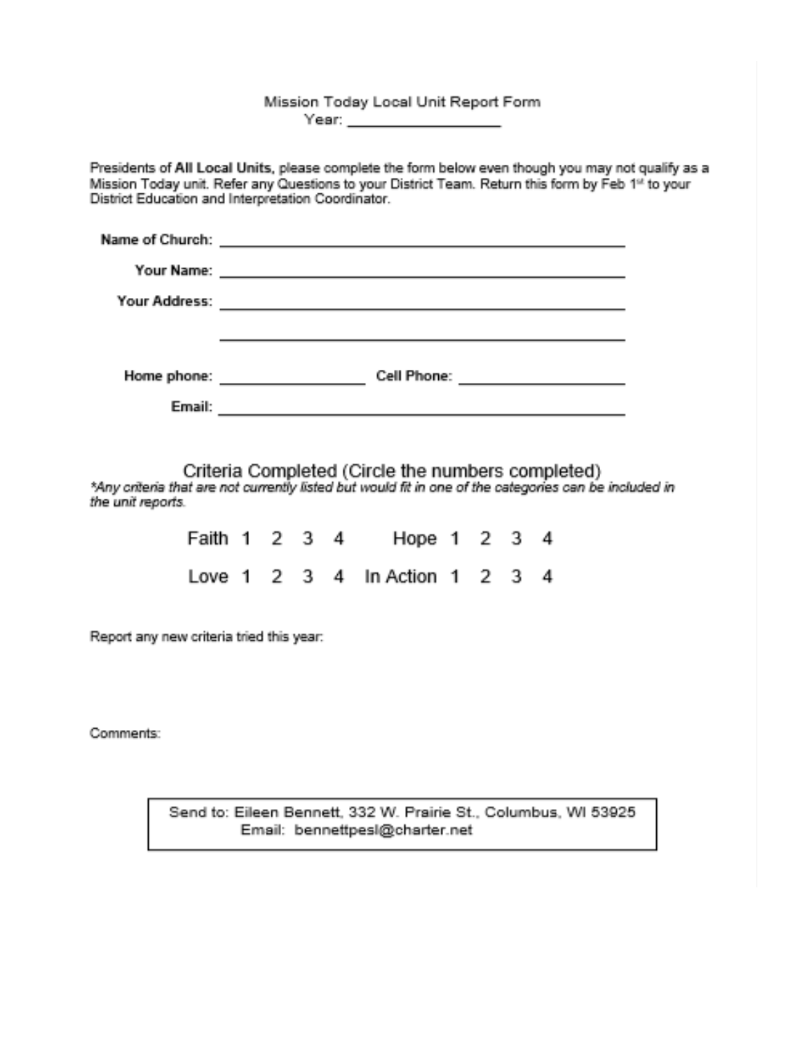# Mission Today Local Unit Report Form

Year: ________________

Presidents of **All Local Units,** please complete the form below even though you may not qualify as a Mission Today unit. Refer any Questions to your District Team. Return this form by Feb 1st to your District Education and Interpretation Coordinator.

**Name of Church:** ______________________________________________

**Your Name:** ______________________________________________

**Your Address:** ______________________________________________

______________________________________________

**Home phone:** ________________ **Cell Phone:** ________________

**Email:** ______________________________________________

## Criteria Completed (Circle the numbers completed)

*\*Any criteria that are not currently listed but would fit in one of the categories can be included in the unit reports.*

Faith 1 2 3 4 Hope 1 2 3 4

Love 1 2 3 4 In Action 1 2 3 4

Report any new criteria tried this year:

Comments:

Send to: Eileen Bennett, 332 W. Prairie St., Columbus, WI 53925
Email: bennettpesl@charter.net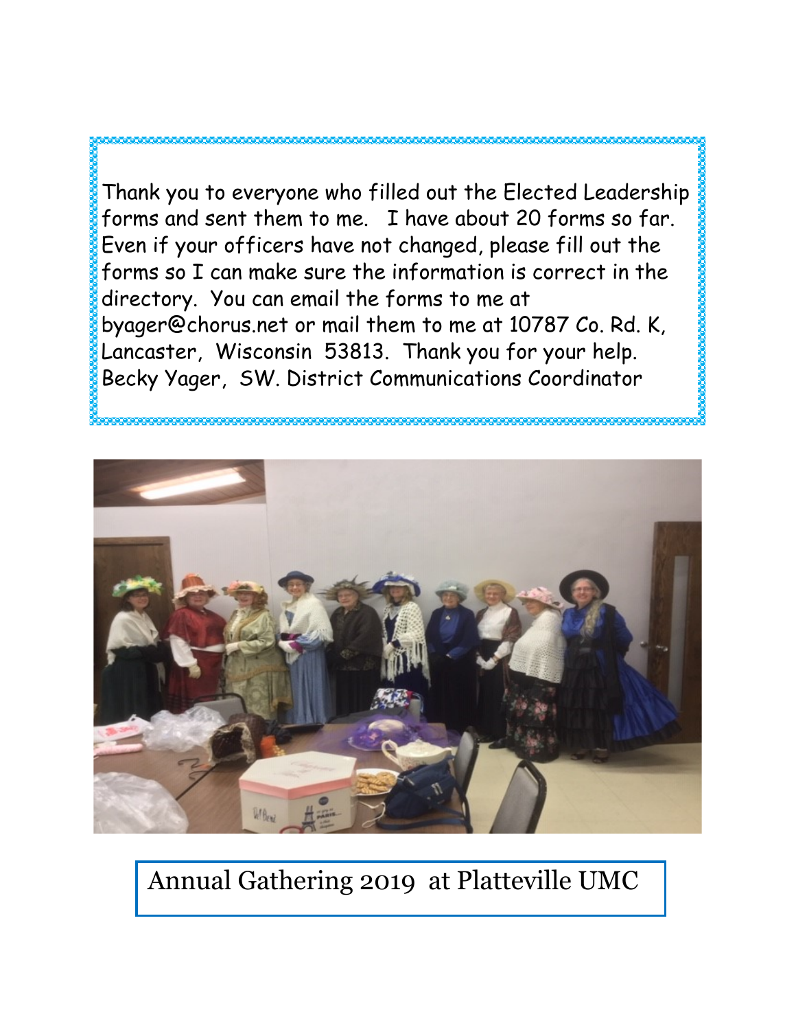Thank you to everyone who filled out the Elected Leadership forms and sent them to me. I have about 20 forms so far. Even if your officers have not changed, please fill out the forms so I can make sure the information is correct in the directory. You can email the forms to me at byager@chorus.net or mail them to me at 10787 Co. Rd. K, Lancaster, Wisconsin 53813. Thank you for your help.
Becky Yager, SW. District Communications Coordinator

Annual Gathering 2019 at Platteville UMC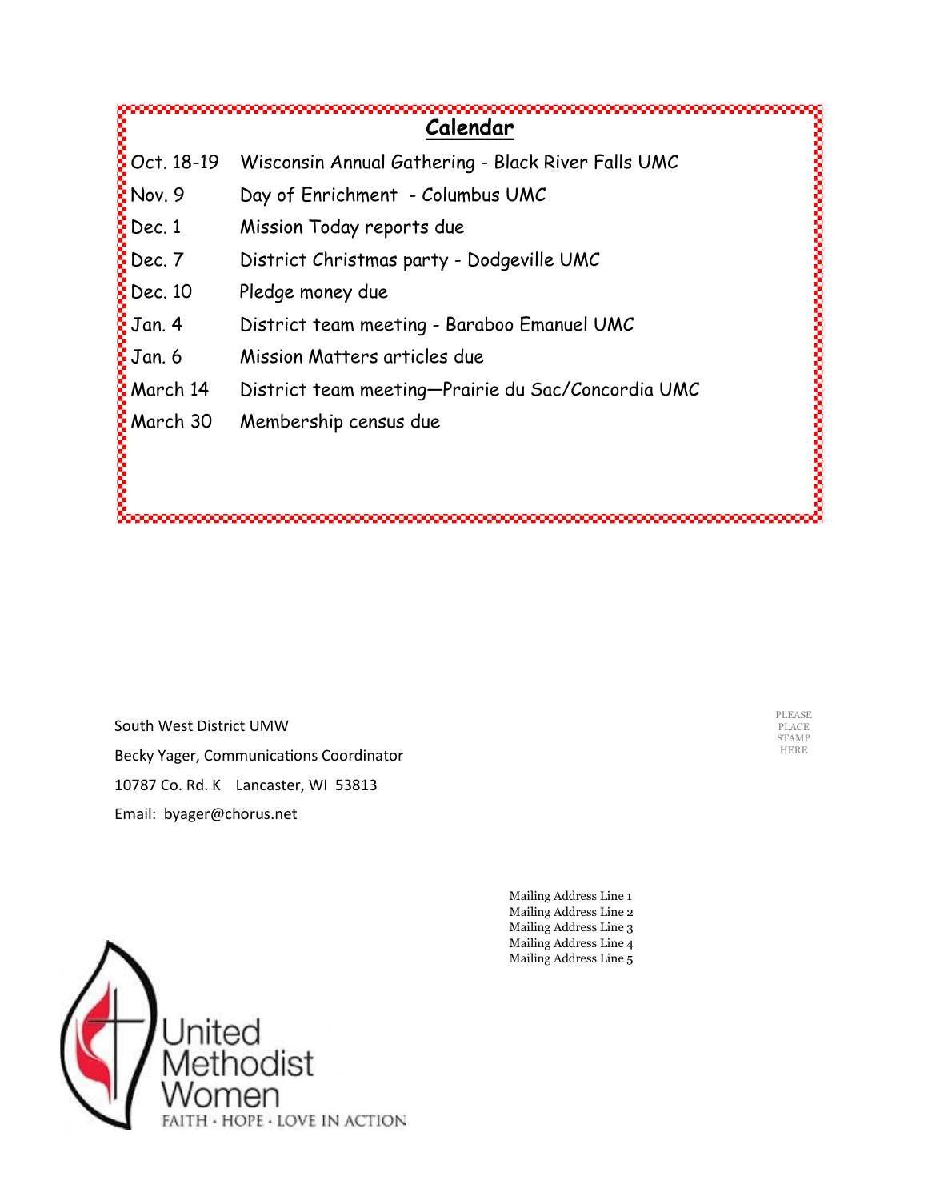## Calendar

| | |
|---|---|
| Oct. 18-19 | Wisconsin Annual Gathering - Black River Falls UMC |
| Nov. 9 | Day of Enrichment - Columbus UMC |
| Dec. 1 | Mission Today reports due |
| Dec. 7 | District Christmas party - Dodgeville UMC |
| Dec. 10 | Pledge money due |
| Jan. 4 | District team meeting - Baraboo Emanuel UMC |
| Jan. 6 | Mission Matters articles due |
| March 14 | District team meeting—Prairie du Sac/Concordia UMC |
| March 30 | Membership census due |

South West District UMW

Becky Yager, Communications Coordinator

10787 Co. Rd. K Lancaster, WI 53813

Email: byager@chorus.net

PLEASE PLACE STAMP HERE

Mailing Address Line 1
Mailing Address Line 2
Mailing Address Line 3
Mailing Address Line 4
Mailing Address Line 5

United Methodist Women

FAITH · HOPE · LOVE IN ACTION